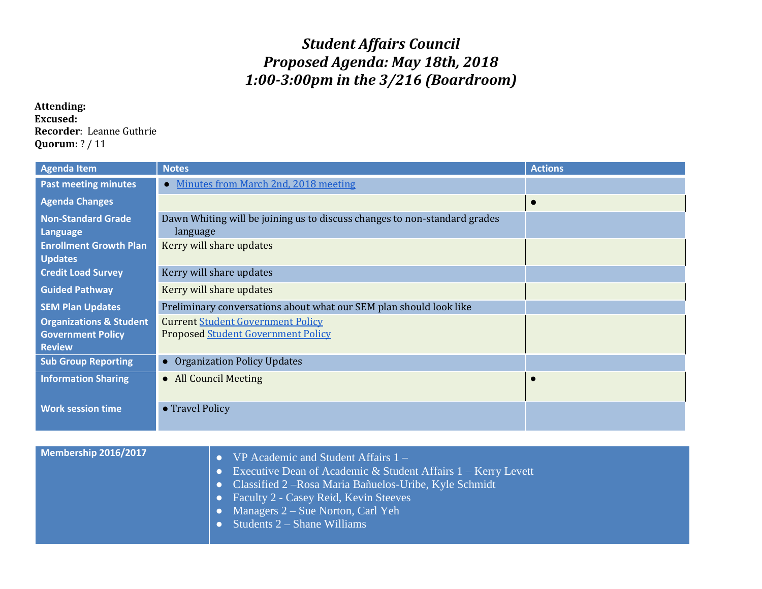# *Student Affairs Council*
# *Proposed Agenda: May 18th, 2018*
# *1:00-3:00pm in the 3/216 (Boardroom)*

**Attending:**
**Excused:**
**Recorder**: Leanne Guthrie
**Quorum:** ? / 11

| Agenda Item | Notes | Actions |
|---|---|---|
| Past meeting minutes | ● Minutes from March 2nd, 2018 meeting | |
| Agenda Changes | | ● |
| Non-Standard Grade Language | Dawn Whiting will be joining us to discuss changes to non-standard grades language | |
| Enrollment Growth Plan Updates | Kerry will share updates | |
| Credit Load Survey | Kerry will share updates | |
| Guided Pathway | Kerry will share updates | |
| SEM Plan Updates | Preliminary conversations about what our SEM plan should look like | |
| Organizations & Student Government Policy Review | Current Student Government Policy<br>Proposed Student Government Policy | |
| Sub Group Reporting | ● Organization Policy Updates | |
| Information Sharing | ● All Council Meeting | ● |
| Work session time | ● Travel Policy | |

| Membership 2016/2017 | |
|---|---|
| | ● VP Academic and Student Affairs 1 –<br>● Executive Dean of Academic & Student Affairs 1 – Kerry Levett<br>● Classified 2 –Rosa Maria Bañuelos-Uribe, Kyle Schmidt<br>● Faculty 2 - Casey Reid, Kevin Steeves<br>● Managers 2 – Sue Norton, Carl Yeh<br>● Students 2 – Shane Williams |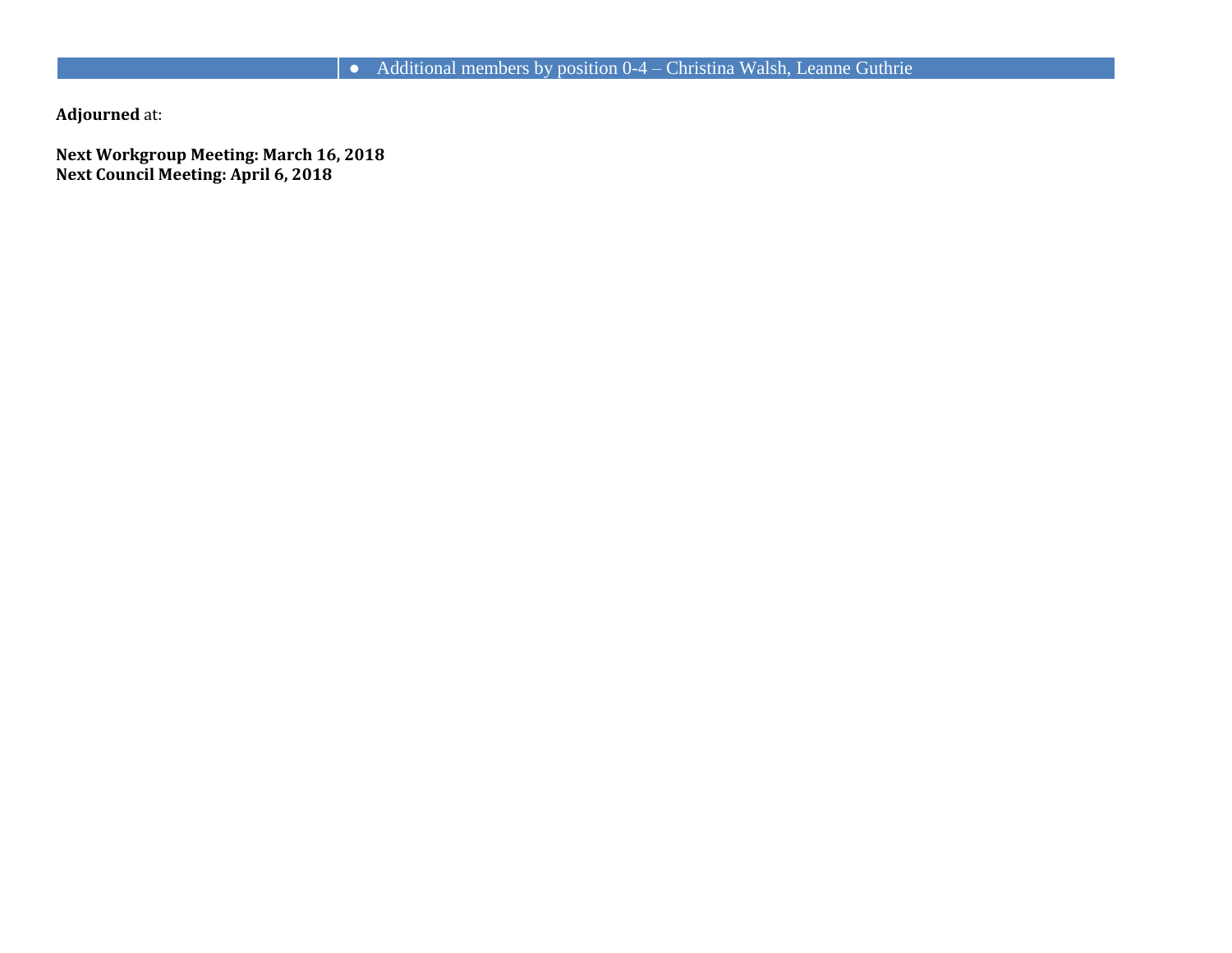| | |
|---|---|
| | • Additional members by position 0-4 – Christina Walsh, Leanne Guthrie |

**Adjourned** at:

**Next Workgroup Meeting: March 16, 2018**
**Next Council Meeting: April 6, 2018**